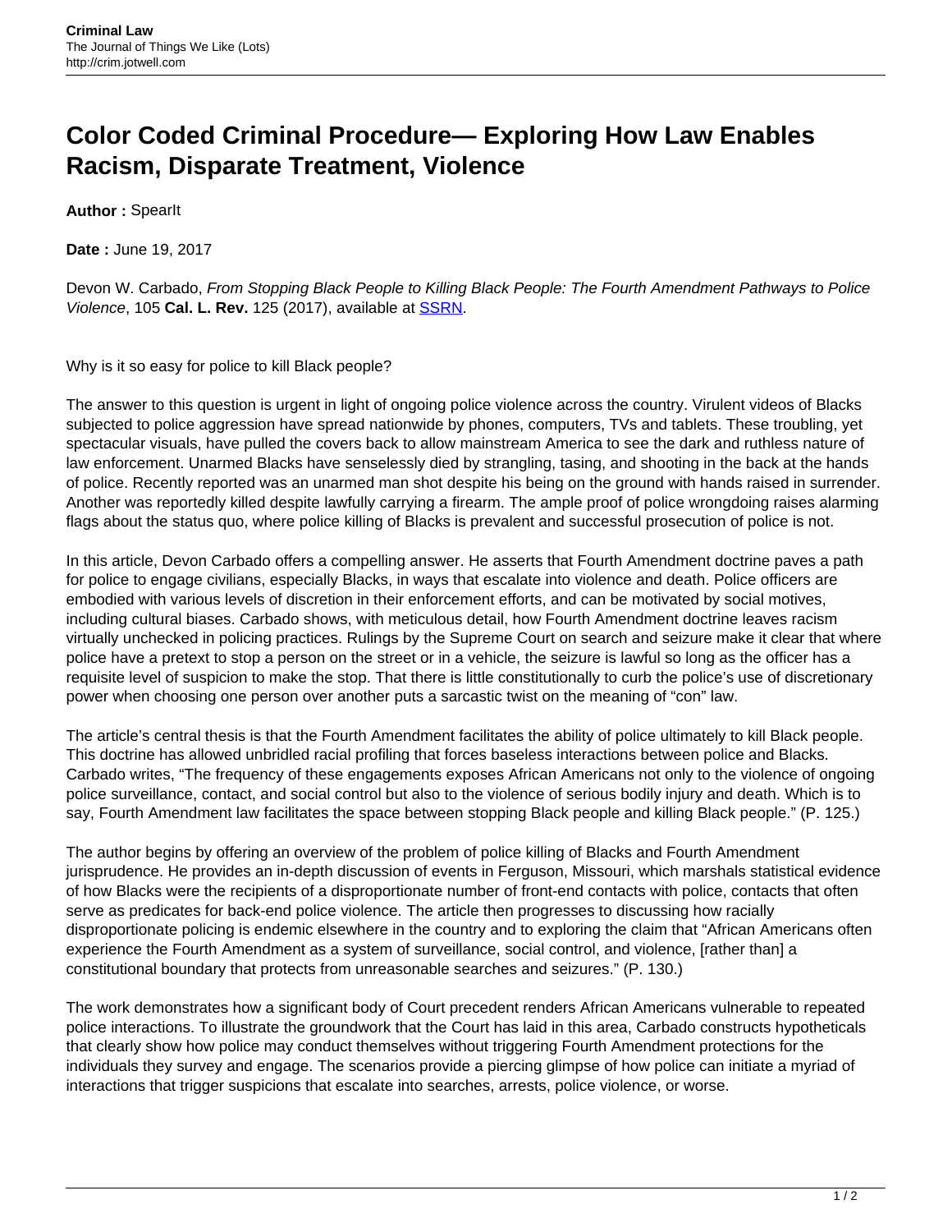# Color Coded Criminal Procedure— Exploring How Law Enables Racism, Disparate Treatment, Violence

**Author :** SpearIt

**Date :** June 19, 2017

Devon W. Carbado, *From Stopping Black People to Killing Black People: The Fourth Amendment Pathways to Police Violence*, 105 **Cal. L. Rev.** 125 (2017), available at SSRN.

Why is it so easy for police to kill Black people?

The answer to this question is urgent in light of ongoing police violence across the country. Virulent videos of Blacks subjected to police aggression have spread nationwide by phones, computers, TVs and tablets. These troubling, yet spectacular visuals, have pulled the covers back to allow mainstream America to see the dark and ruthless nature of law enforcement. Unarmed Blacks have senselessly died by strangling, tasing, and shooting in the back at the hands of police. Recently reported was an unarmed man shot despite his being on the ground with hands raised in surrender. Another was reportedly killed despite lawfully carrying a firearm. The ample proof of police wrongdoing raises alarming flags about the status quo, where police killing of Blacks is prevalent and successful prosecution of police is not.

In this article, Devon Carbado offers a compelling answer. He asserts that Fourth Amendment doctrine paves a path for police to engage civilians, especially Blacks, in ways that escalate into violence and death. Police officers are embodied with various levels of discretion in their enforcement efforts, and can be motivated by social motives, including cultural biases. Carbado shows, with meticulous detail, how Fourth Amendment doctrine leaves racism virtually unchecked in policing practices. Rulings by the Supreme Court on search and seizure make it clear that where police have a pretext to stop a person on the street or in a vehicle, the seizure is lawful so long as the officer has a requisite level of suspicion to make the stop. That there is little constitutionally to curb the police's use of discretionary power when choosing one person over another puts a sarcastic twist on the meaning of "con" law.

The article's central thesis is that the Fourth Amendment facilitates the ability of police ultimately to kill Black people. This doctrine has allowed unbridled racial profiling that forces baseless interactions between police and Blacks. Carbado writes, "The frequency of these engagements exposes African Americans not only to the violence of ongoing police surveillance, contact, and social control but also to the violence of serious bodily injury and death. Which is to say, Fourth Amendment law facilitates the space between stopping Black people and killing Black people." (P. 125.)

The author begins by offering an overview of the problem of police killing of Blacks and Fourth Amendment jurisprudence. He provides an in-depth discussion of events in Ferguson, Missouri, which marshals statistical evidence of how Blacks were the recipients of a disproportionate number of front-end contacts with police, contacts that often serve as predicates for back-end police violence. The article then progresses to discussing how racially disproportionate policing is endemic elsewhere in the country and to exploring the claim that "African Americans often experience the Fourth Amendment as a system of surveillance, social control, and violence, [rather than] a constitutional boundary that protects from unreasonable searches and seizures." (P. 130.)

The work demonstrates how a significant body of Court precedent renders African Americans vulnerable to repeated police interactions. To illustrate the groundwork that the Court has laid in this area, Carbado constructs hypotheticals that clearly show how police may conduct themselves without triggering Fourth Amendment protections for the individuals they survey and engage. The scenarios provide a piercing glimpse of how police can initiate a myriad of interactions that trigger suspicions that escalate into searches, arrests, police violence, or worse.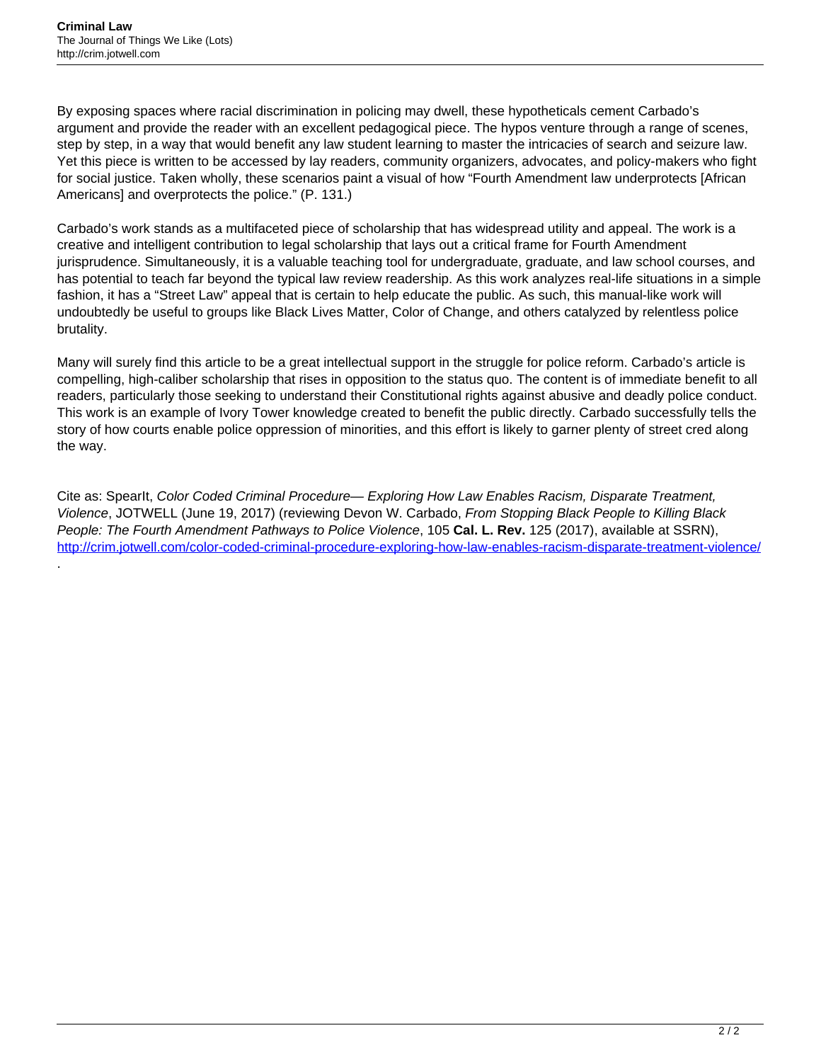By exposing spaces where racial discrimination in policing may dwell, these hypotheticals cement Carbado's argument and provide the reader with an excellent pedagogical piece. The hypos venture through a range of scenes, step by step, in a way that would benefit any law student learning to master the intricacies of search and seizure law. Yet this piece is written to be accessed by lay readers, community organizers, advocates, and policy-makers who fight for social justice. Taken wholly, these scenarios paint a visual of how "Fourth Amendment law underprotects [African Americans] and overprotects the police." (P. 131.)

Carbado's work stands as a multifaceted piece of scholarship that has widespread utility and appeal. The work is a creative and intelligent contribution to legal scholarship that lays out a critical frame for Fourth Amendment jurisprudence. Simultaneously, it is a valuable teaching tool for undergraduate, graduate, and law school courses, and has potential to teach far beyond the typical law review readership. As this work analyzes real-life situations in a simple fashion, it has a "Street Law" appeal that is certain to help educate the public. As such, this manual-like work will undoubtedly be useful to groups like Black Lives Matter, Color of Change, and others catalyzed by relentless police brutality.

Many will surely find this article to be a great intellectual support in the struggle for police reform. Carbado's article is compelling, high-caliber scholarship that rises in opposition to the status quo. The content is of immediate benefit to all readers, particularly those seeking to understand their Constitutional rights against abusive and deadly police conduct. This work is an example of Ivory Tower knowledge created to benefit the public directly. Carbado successfully tells the story of how courts enable police oppression of minorities, and this effort is likely to garner plenty of street cred along the way.

Cite as: SpearIt, *Color Coded Criminal Procedure— Exploring How Law Enables Racism, Disparate Treatment, Violence*, JOTWELL (June 19, 2017) (reviewing Devon W. Carbado, *From Stopping Black People to Killing Black People: The Fourth Amendment Pathways to Police Violence*, 105 **Cal. L. Rev.** 125 (2017), available at SSRN), http://crim.jotwell.com/color-coded-criminal-procedure-exploring-how-law-enables-racism-disparate-treatment-violence/.